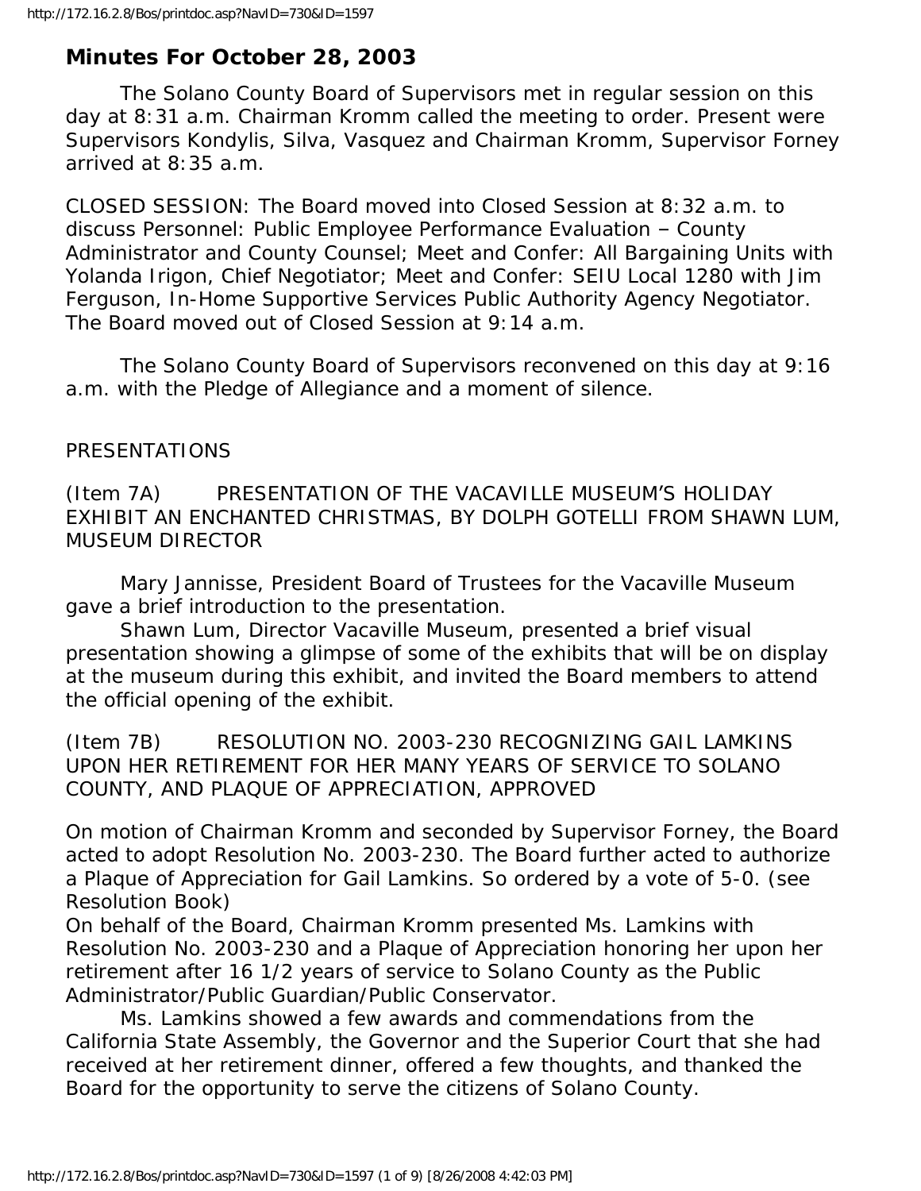## Minutes For October 28, 2003

The Solano County Board of Supervisors met in regular session on this day at 8:31 a.m. Chairman Kromm called the meeting to order. Present were Supervisors Kondylis, Silva, Vasquez and Chairman Kromm, Supervisor Forney arrived at 8:35 a.m.

CLOSED SESSION: The Board moved into Closed Session at 8:32 a.m. to discuss Personnel: Public Employee Performance Evaluation – County Administrator and County Counsel; Meet and Confer: All Bargaining Units with Yolanda Irigon, Chief Negotiator; Meet and Confer: SEIU Local 1280 with Jim Ferguson, In-Home Supportive Services Public Authority Agency Negotiator. The Board moved out of Closed Session at 9:14 a.m.

The Solano County Board of Supervisors reconvened on this day at 9:16 a.m. with the Pledge of Allegiance and a moment of silence.

PRESENTATIONS

(Item 7A) PRESENTATION OF THE VACAVILLE MUSEUM'S HOLIDAY EXHIBIT AN ENCHANTED CHRISTMAS, BY DOLPH GOTELLI FROM SHAWN LUM, MUSEUM DIRECTOR

Mary Jannisse, President Board of Trustees for the Vacaville Museum gave a brief introduction to the presentation.

Shawn Lum, Director Vacaville Museum, presented a brief visual presentation showing a glimpse of some of the exhibits that will be on display at the museum during this exhibit, and invited the Board members to attend the official opening of the exhibit.

(Item 7B) RESOLUTION NO. 2003-230 RECOGNIZING GAIL LAMKINS UPON HER RETIREMENT FOR HER MANY YEARS OF SERVICE TO SOLANO COUNTY, AND PLAQUE OF APPRECIATION, APPROVED

On motion of Chairman Kromm and seconded by Supervisor Forney, the Board acted to adopt Resolution No. 2003-230. The Board further acted to authorize a Plaque of Appreciation for Gail Lamkins. So ordered by a vote of 5-0. (see Resolution Book)

On behalf of the Board, Chairman Kromm presented Ms. Lamkins with Resolution No. 2003-230 and a Plaque of Appreciation honoring her upon her retirement after 16 1/2 years of service to Solano County as the Public Administrator/Public Guardian/Public Conservator.

Ms. Lamkins showed a few awards and commendations from the California State Assembly, the Governor and the Superior Court that she had received at her retirement dinner, offered a few thoughts, and thanked the Board for the opportunity to serve the citizens of Solano County.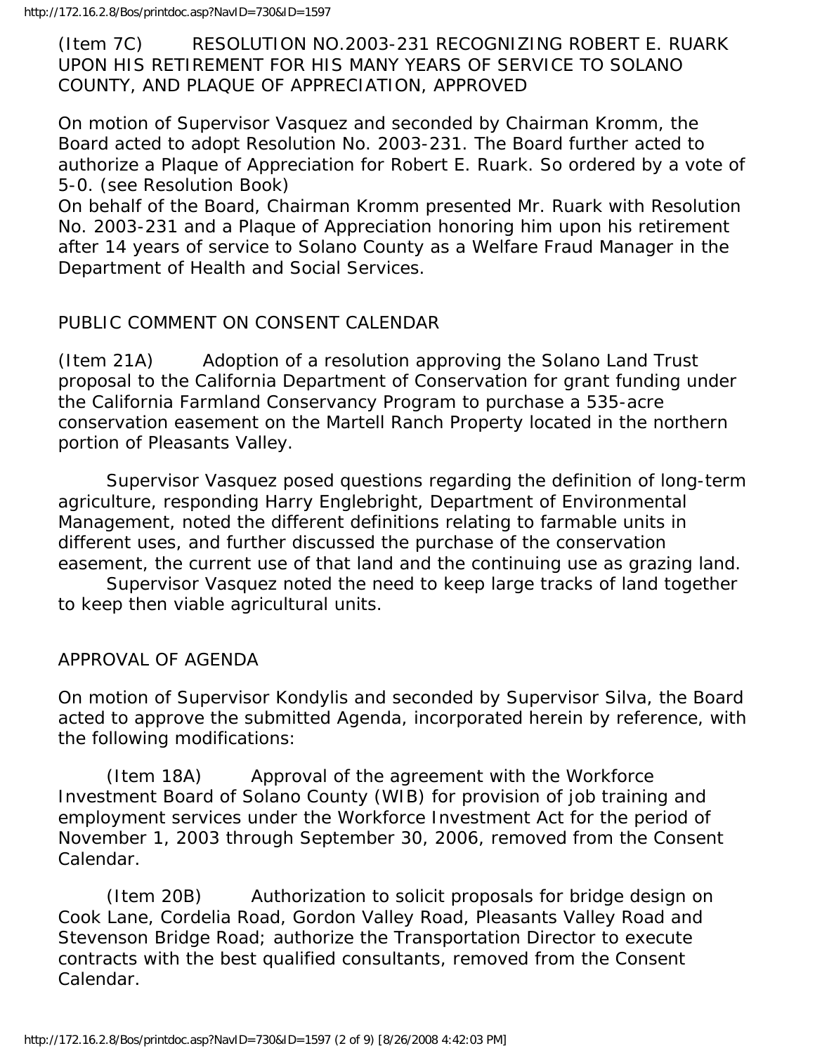(Item 7C) RESOLUTION NO.2003-231 RECOGNIZING ROBERT E. RUARK UPON HIS RETIREMENT FOR HIS MANY YEARS OF SERVICE TO SOLANO COUNTY, AND PLAQUE OF APPRECIATION, APPROVED

On motion of Supervisor Vasquez and seconded by Chairman Kromm, the Board acted to adopt Resolution No. 2003-231. The Board further acted to authorize a Plaque of Appreciation for Robert E. Ruark. So ordered by a vote of 5-0. (see Resolution Book)
On behalf of the Board, Chairman Kromm presented Mr. Ruark with Resolution No. 2003-231 and a Plaque of Appreciation honoring him upon his retirement after 14 years of service to Solano County as a Welfare Fraud Manager in the Department of Health and Social Services.

PUBLIC COMMENT ON CONSENT CALENDAR

(Item 21A) Adoption of a resolution approving the Solano Land Trust proposal to the California Department of Conservation for grant funding under the California Farmland Conservancy Program to purchase a 535-acre conservation easement on the Martell Ranch Property located in the northern portion of Pleasants Valley.

Supervisor Vasquez posed questions regarding the definition of long-term agriculture, responding Harry Englebright, Department of Environmental Management, noted the different definitions relating to farmable units in different uses, and further discussed the purchase of the conservation easement, the current use of that land and the continuing use as grazing land.
Supervisor Vasquez noted the need to keep large tracks of land together to keep then viable agricultural units.

APPROVAL OF AGENDA

On motion of Supervisor Kondylis and seconded by Supervisor Silva, the Board acted to approve the submitted Agenda, incorporated herein by reference, with the following modifications:

(Item 18A) Approval of the agreement with the Workforce Investment Board of Solano County (WIB) for provision of job training and employment services under the Workforce Investment Act for the period of November 1, 2003 through September 30, 2006, removed from the Consent Calendar.

(Item 20B) Authorization to solicit proposals for bridge design on Cook Lane, Cordelia Road, Gordon Valley Road, Pleasants Valley Road and Stevenson Bridge Road; authorize the Transportation Director to execute contracts with the best qualified consultants, removed from the Consent Calendar.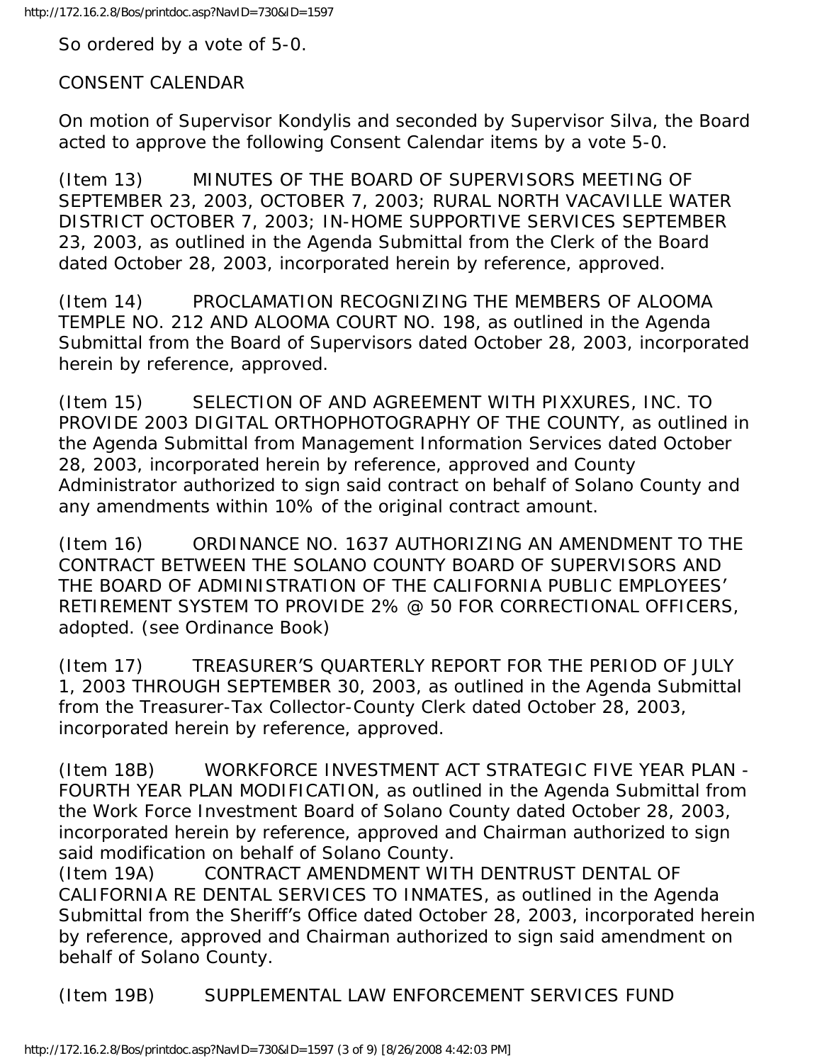So ordered by a vote of 5-0.

CONSENT CALENDAR

On motion of Supervisor Kondylis and seconded by Supervisor Silva, the Board acted to approve the following Consent Calendar items by a vote 5-0.

(Item 13) MINUTES OF THE BOARD OF SUPERVISORS MEETING OF SEPTEMBER 23, 2003, OCTOBER 7, 2003; RURAL NORTH VACAVILLE WATER DISTRICT OCTOBER 7, 2003; IN-HOME SUPPORTIVE SERVICES SEPTEMBER 23, 2003, as outlined in the Agenda Submittal from the Clerk of the Board dated October 28, 2003, incorporated herein by reference, approved.

(Item 14) PROCLAMATION RECOGNIZING THE MEMBERS OF ALOOMA TEMPLE NO. 212 AND ALOOMA COURT NO. 198, as outlined in the Agenda Submittal from the Board of Supervisors dated October 28, 2003, incorporated herein by reference, approved.

(Item 15) SELECTION OF AND AGREEMENT WITH PIXXURES, INC. TO PROVIDE 2003 DIGITAL ORTHOPHOTOGRAPHY OF THE COUNTY, as outlined in the Agenda Submittal from Management Information Services dated October 28, 2003, incorporated herein by reference, approved and County Administrator authorized to sign said contract on behalf of Solano County and any amendments within 10% of the original contract amount.

(Item 16) ORDINANCE NO. 1637 AUTHORIZING AN AMENDMENT TO THE CONTRACT BETWEEN THE SOLANO COUNTY BOARD OF SUPERVISORS AND THE BOARD OF ADMINISTRATION OF THE CALIFORNIA PUBLIC EMPLOYEES' RETIREMENT SYSTEM TO PROVIDE 2% @ 50 FOR CORRECTIONAL OFFICERS, adopted. (see Ordinance Book)

(Item 17) TREASURER'S QUARTERLY REPORT FOR THE PERIOD OF JULY 1, 2003 THROUGH SEPTEMBER 30, 2003, as outlined in the Agenda Submittal from the Treasurer-Tax Collector-County Clerk dated October 28, 2003, incorporated herein by reference, approved.

(Item 18B) WORKFORCE INVESTMENT ACT STRATEGIC FIVE YEAR PLAN - FOURTH YEAR PLAN MODIFICATION, as outlined in the Agenda Submittal from the Work Force Investment Board of Solano County dated October 28, 2003, incorporated herein by reference, approved and Chairman authorized to sign said modification on behalf of Solano County.

(Item 19A) CONTRACT AMENDMENT WITH DENTRUST DENTAL OF CALIFORNIA RE DENTAL SERVICES TO INMATES, as outlined in the Agenda Submittal from the Sheriff's Office dated October 28, 2003, incorporated herein by reference, approved and Chairman authorized to sign said amendment on behalf of Solano County.

(Item 19B) SUPPLEMENTAL LAW ENFORCEMENT SERVICES FUND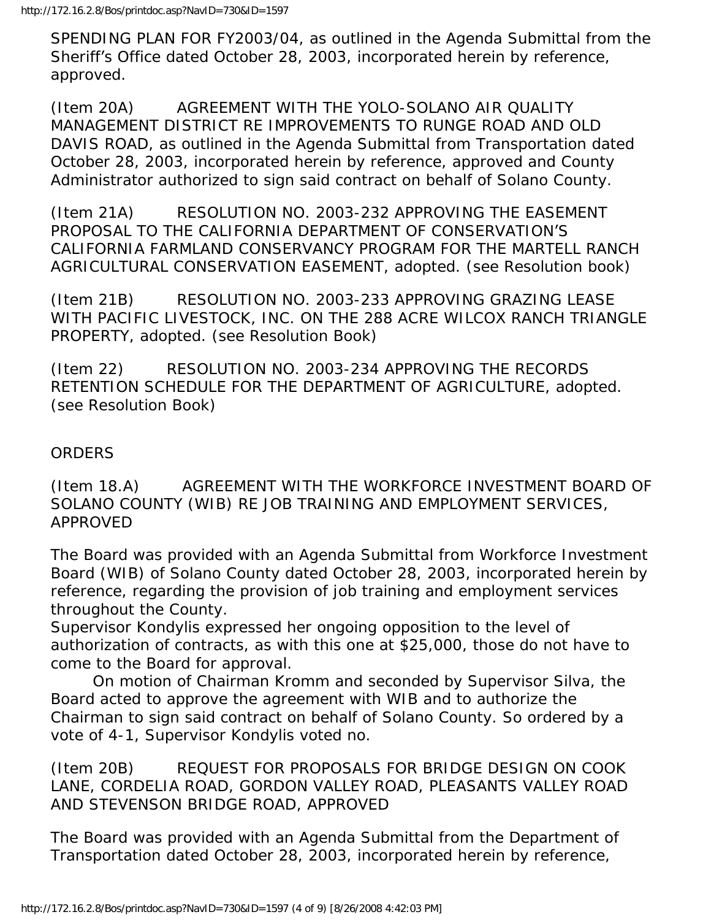SPENDING PLAN FOR FY2003/04, as outlined in the Agenda Submittal from the Sheriff's Office dated October 28, 2003, incorporated herein by reference, approved.

(Item 20A) AGREEMENT WITH THE YOLO-SOLANO AIR QUALITY MANAGEMENT DISTRICT RE IMPROVEMENTS TO RUNGE ROAD AND OLD DAVIS ROAD, as outlined in the Agenda Submittal from Transportation dated October 28, 2003, incorporated herein by reference, approved and County Administrator authorized to sign said contract on behalf of Solano County.

(Item 21A) RESOLUTION NO. 2003-232 APPROVING THE EASEMENT PROPOSAL TO THE CALIFORNIA DEPARTMENT OF CONSERVATION'S CALIFORNIA FARMLAND CONSERVANCY PROGRAM FOR THE MARTELL RANCH AGRICULTURAL CONSERVATION EASEMENT, adopted. (see Resolution book)

(Item 21B) RESOLUTION NO. 2003-233 APPROVING GRAZING LEASE WITH PACIFIC LIVESTOCK, INC. ON THE 288 ACRE WILCOX RANCH TRIANGLE PROPERTY, adopted. (see Resolution Book)

(Item 22) RESOLUTION NO. 2003-234 APPROVING THE RECORDS RETENTION SCHEDULE FOR THE DEPARTMENT OF AGRICULTURE, adopted. (see Resolution Book)

ORDERS

(Item 18.A) AGREEMENT WITH THE WORKFORCE INVESTMENT BOARD OF SOLANO COUNTY (WIB) RE JOB TRAINING AND EMPLOYMENT SERVICES, APPROVED

The Board was provided with an Agenda Submittal from Workforce Investment Board (WIB) of Solano County dated October 28, 2003, incorporated herein by reference, regarding the provision of job training and employment services throughout the County.

Supervisor Kondylis expressed her ongoing opposition to the level of authorization of contracts, as with this one at $25,000, those do not have to come to the Board for approval.

On motion of Chairman Kromm and seconded by Supervisor Silva, the Board acted to approve the agreement with WIB and to authorize the Chairman to sign said contract on behalf of Solano County. So ordered by a vote of 4-1, Supervisor Kondylis voted no.

(Item 20B) REQUEST FOR PROPOSALS FOR BRIDGE DESIGN ON COOK LANE, CORDELIA ROAD, GORDON VALLEY ROAD, PLEASANTS VALLEY ROAD AND STEVENSON BRIDGE ROAD, APPROVED

The Board was provided with an Agenda Submittal from the Department of Transportation dated October 28, 2003, incorporated herein by reference,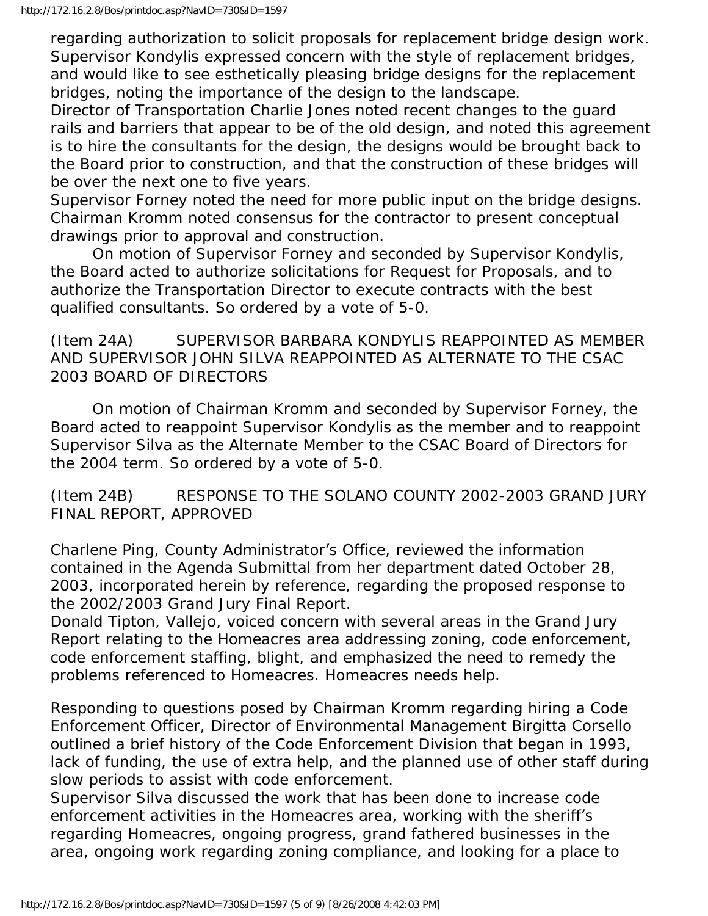regarding authorization to solicit proposals for replacement bridge design work. Supervisor Kondylis expressed concern with the style of replacement bridges, and would like to see esthetically pleasing bridge designs for the replacement bridges, noting the importance of the design to the landscape.
Director of Transportation Charlie Jones noted recent changes to the guard rails and barriers that appear to be of the old design, and noted this agreement is to hire the consultants for the design, the designs would be brought back to the Board prior to construction, and that the construction of these bridges will be over the next one to five years.
Supervisor Forney noted the need for more public input on the bridge designs. Chairman Kromm noted consensus for the contractor to present conceptual drawings prior to approval and construction.

On motion of Supervisor Forney and seconded by Supervisor Kondylis, the Board acted to authorize solicitations for Request for Proposals, and to authorize the Transportation Director to execute contracts with the best qualified consultants. So ordered by a vote of 5-0.

(Item 24A) SUPERVISOR BARBARA KONDYLIS REAPPOINTED AS MEMBER AND SUPERVISOR JOHN SILVA REAPPOINTED AS ALTERNATE TO THE CSAC 2003 BOARD OF DIRECTORS

On motion of Chairman Kromm and seconded by Supervisor Forney, the Board acted to reappoint Supervisor Kondylis as the member and to reappoint Supervisor Silva as the Alternate Member to the CSAC Board of Directors for the 2004 term. So ordered by a vote of 5-0.

(Item 24B) RESPONSE TO THE SOLANO COUNTY 2002-2003 GRAND JURY FINAL REPORT, APPROVED

Charlene Ping, County Administrator's Office, reviewed the information contained in the Agenda Submittal from her department dated October 28, 2003, incorporated herein by reference, regarding the proposed response to the 2002/2003 Grand Jury Final Report.
Donald Tipton, Vallejo, voiced concern with several areas in the Grand Jury Report relating to the Homeacres area addressing zoning, code enforcement, code enforcement staffing, blight, and emphasized the need to remedy the problems referenced to Homeacres. Homeacres needs help.

Responding to questions posed by Chairman Kromm regarding hiring a Code Enforcement Officer, Director of Environmental Management Birgitta Corsello outlined a brief history of the Code Enforcement Division that began in 1993, lack of funding, the use of extra help, and the planned use of other staff during slow periods to assist with code enforcement.
Supervisor Silva discussed the work that has been done to increase code enforcement activities in the Homeacres area, working with the sheriff's regarding Homeacres, ongoing progress, grand fathered businesses in the area, ongoing work regarding zoning compliance, and looking for a place to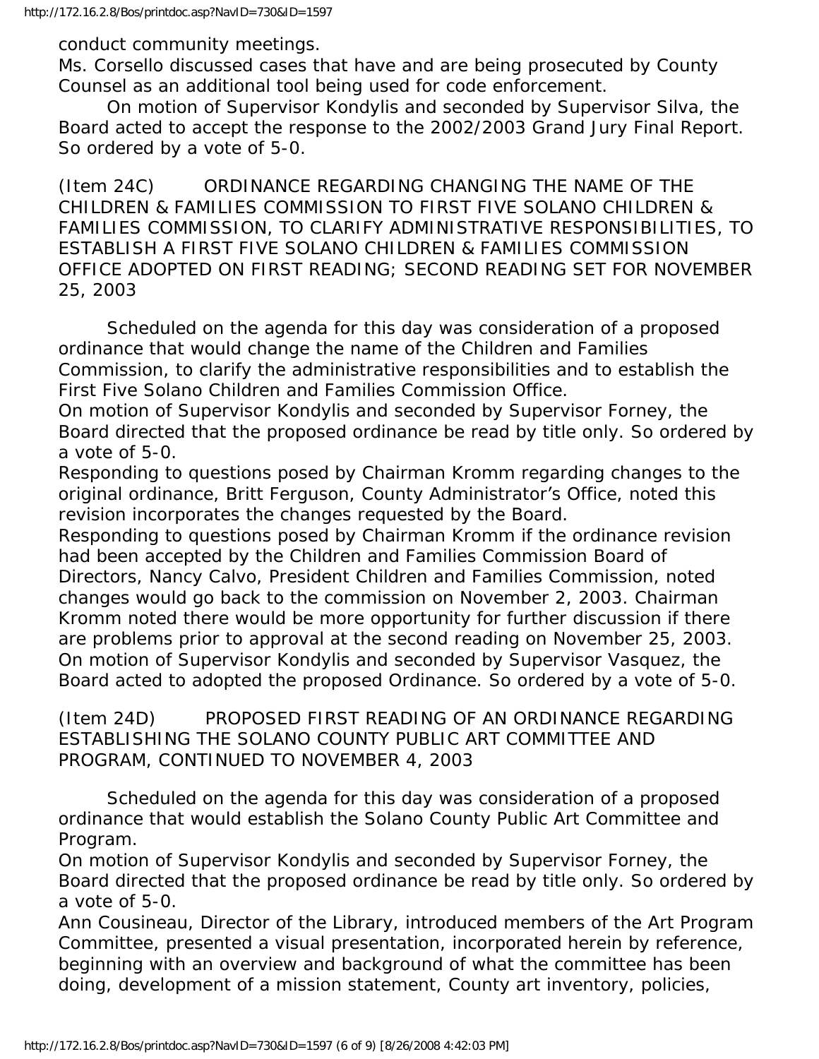conduct community meetings.

Ms. Corsello discussed cases that have and are being prosecuted by County Counsel as an additional tool being used for code enforcement.

On motion of Supervisor Kondylis and seconded by Supervisor Silva, the Board acted to accept the response to the 2002/2003 Grand Jury Final Report. So ordered by a vote of 5-0.

(Item 24C) ORDINANCE REGARDING CHANGING THE NAME OF THE CHILDREN & FAMILIES COMMISSION TO FIRST FIVE SOLANO CHILDREN & FAMILIES COMMISSION, TO CLARIFY ADMINISTRATIVE RESPONSIBILITIES, TO ESTABLISH A FIRST FIVE SOLANO CHILDREN & FAMILIES COMMISSION OFFICE ADOPTED ON FIRST READING; SECOND READING SET FOR NOVEMBER 25, 2003

Scheduled on the agenda for this day was consideration of a proposed ordinance that would change the name of the Children and Families Commission, to clarify the administrative responsibilities and to establish the First Five Solano Children and Families Commission Office.

On motion of Supervisor Kondylis and seconded by Supervisor Forney, the Board directed that the proposed ordinance be read by title only. So ordered by a vote of 5-0.

Responding to questions posed by Chairman Kromm regarding changes to the original ordinance, Britt Ferguson, County Administrator's Office, noted this revision incorporates the changes requested by the Board.

Responding to questions posed by Chairman Kromm if the ordinance revision had been accepted by the Children and Families Commission Board of Directors, Nancy Calvo, President Children and Families Commission, noted changes would go back to the commission on November 2, 2003. Chairman Kromm noted there would be more opportunity for further discussion if there are problems prior to approval at the second reading on November 25, 2003.

On motion of Supervisor Kondylis and seconded by Supervisor Vasquez, the Board acted to adopted the proposed Ordinance. So ordered by a vote of 5-0.

(Item 24D) PROPOSED FIRST READING OF AN ORDINANCE REGARDING ESTABLISHING THE SOLANO COUNTY PUBLIC ART COMMITTEE AND PROGRAM, CONTINUED TO NOVEMBER 4, 2003

Scheduled on the agenda for this day was consideration of a proposed ordinance that would establish the Solano County Public Art Committee and Program.

On motion of Supervisor Kondylis and seconded by Supervisor Forney, the Board directed that the proposed ordinance be read by title only. So ordered by a vote of 5-0.

Ann Cousineau, Director of the Library, introduced members of the Art Program Committee, presented a visual presentation, incorporated herein by reference, beginning with an overview and background of what the committee has been doing, development of a mission statement, County art inventory, policies,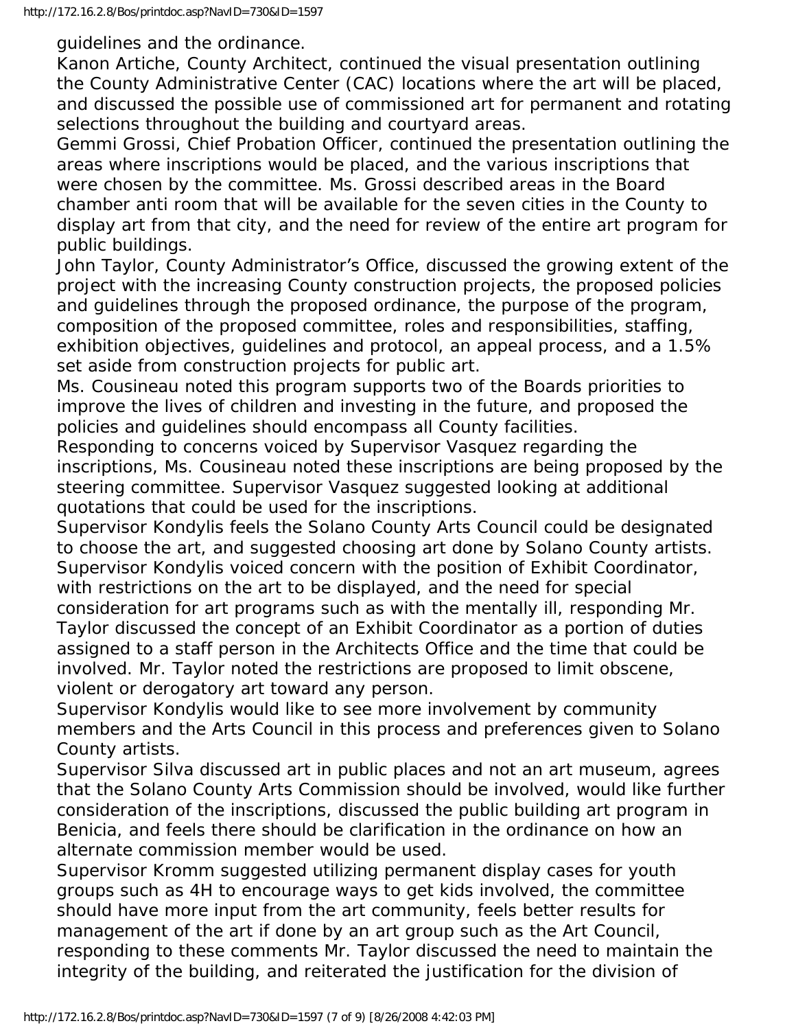guidelines and the ordinance.

Kanon Artiche, County Architect, continued the visual presentation outlining the County Administrative Center (CAC) locations where the art will be placed, and discussed the possible use of commissioned art for permanent and rotating selections throughout the building and courtyard areas.

Gemmi Grossi, Chief Probation Officer, continued the presentation outlining the areas where inscriptions would be placed, and the various inscriptions that were chosen by the committee. Ms. Grossi described areas in the Board chamber anti room that will be available for the seven cities in the County to display art from that city, and the need for review of the entire art program for public buildings.

John Taylor, County Administrator's Office, discussed the growing extent of the project with the increasing County construction projects, the proposed policies and guidelines through the proposed ordinance, the purpose of the program, composition of the proposed committee, roles and responsibilities, staffing, exhibition objectives, guidelines and protocol, an appeal process, and a 1.5% set aside from construction projects for public art.

Ms. Cousineau noted this program supports two of the Boards priorities to improve the lives of children and investing in the future, and proposed the policies and guidelines should encompass all County facilities.

Responding to concerns voiced by Supervisor Vasquez regarding the inscriptions, Ms. Cousineau noted these inscriptions are being proposed by the steering committee. Supervisor Vasquez suggested looking at additional quotations that could be used for the inscriptions.

Supervisor Kondylis feels the Solano County Arts Council could be designated to choose the art, and suggested choosing art done by Solano County artists. Supervisor Kondylis voiced concern with the position of Exhibit Coordinator, with restrictions on the art to be displayed, and the need for special consideration for art programs such as with the mentally ill, responding Mr. Taylor discussed the concept of an Exhibit Coordinator as a portion of duties assigned to a staff person in the Architects Office and the time that could be involved. Mr. Taylor noted the restrictions are proposed to limit obscene, violent or derogatory art toward any person.

Supervisor Kondylis would like to see more involvement by community members and the Arts Council in this process and preferences given to Solano County artists.

Supervisor Silva discussed art in public places and not an art museum, agrees that the Solano County Arts Commission should be involved, would like further consideration of the inscriptions, discussed the public building art program in Benicia, and feels there should be clarification in the ordinance on how an alternate commission member would be used.

Supervisor Kromm suggested utilizing permanent display cases for youth groups such as 4H to encourage ways to get kids involved, the committee should have more input from the art community, feels better results for management of the art if done by an art group such as the Art Council, responding to these comments Mr. Taylor discussed the need to maintain the integrity of the building, and reiterated the justification for the division of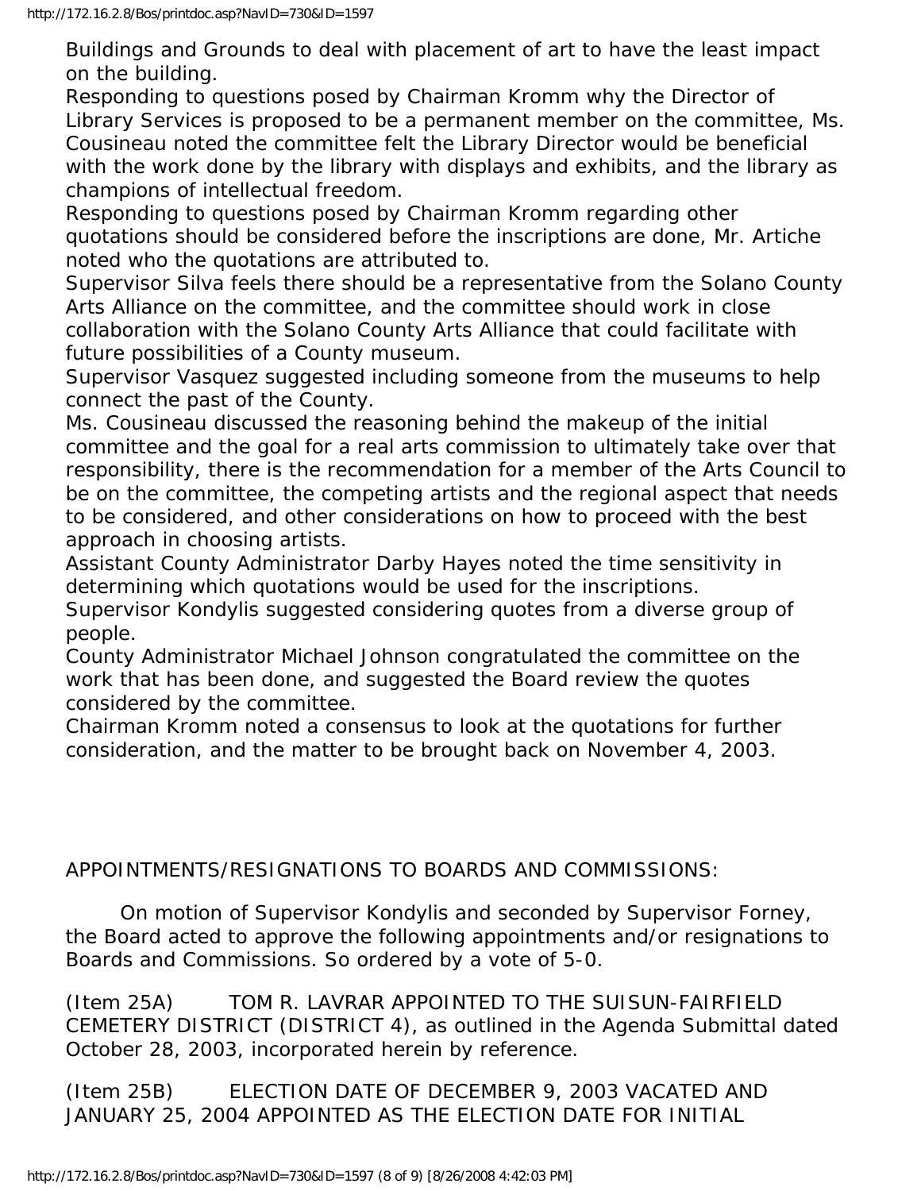Buildings and Grounds to deal with placement of art to have the least impact on the building.

Responding to questions posed by Chairman Kromm why the Director of Library Services is proposed to be a permanent member on the committee, Ms. Cousineau noted the committee felt the Library Director would be beneficial with the work done by the library with displays and exhibits, and the library as champions of intellectual freedom.

Responding to questions posed by Chairman Kromm regarding other quotations should be considered before the inscriptions are done, Mr. Artiche noted who the quotations are attributed to.

Supervisor Silva feels there should be a representative from the Solano County Arts Alliance on the committee, and the committee should work in close collaboration with the Solano County Arts Alliance that could facilitate with future possibilities of a County museum.

Supervisor Vasquez suggested including someone from the museums to help connect the past of the County.

Ms. Cousineau discussed the reasoning behind the makeup of the initial committee and the goal for a real arts commission to ultimately take over that responsibility, there is the recommendation for a member of the Arts Council to be on the committee, the competing artists and the regional aspect that needs to be considered, and other considerations on how to proceed with the best approach in choosing artists.

Assistant County Administrator Darby Hayes noted the time sensitivity in determining which quotations would be used for the inscriptions.

Supervisor Kondylis suggested considering quotes from a diverse group of people.

County Administrator Michael Johnson congratulated the committee on the work that has been done, and suggested the Board review the quotes considered by the committee.

Chairman Kromm noted a consensus to look at the quotations for further consideration, and the matter to be brought back on November 4, 2003.

APPOINTMENTS/RESIGNATIONS TO BOARDS AND COMMISSIONS:

On motion of Supervisor Kondylis and seconded by Supervisor Forney, the Board acted to approve the following appointments and/or resignations to Boards and Commissions. So ordered by a vote of 5-0.

(Item 25A) TOM R. LAVRAR APPOINTED TO THE SUISUN-FAIRFIELD CEMETERY DISTRICT (DISTRICT 4), as outlined in the Agenda Submittal dated October 28, 2003, incorporated herein by reference.

(Item 25B) ELECTION DATE OF DECEMBER 9, 2003 VACATED AND JANUARY 25, 2004 APPOINTED AS THE ELECTION DATE FOR INITIAL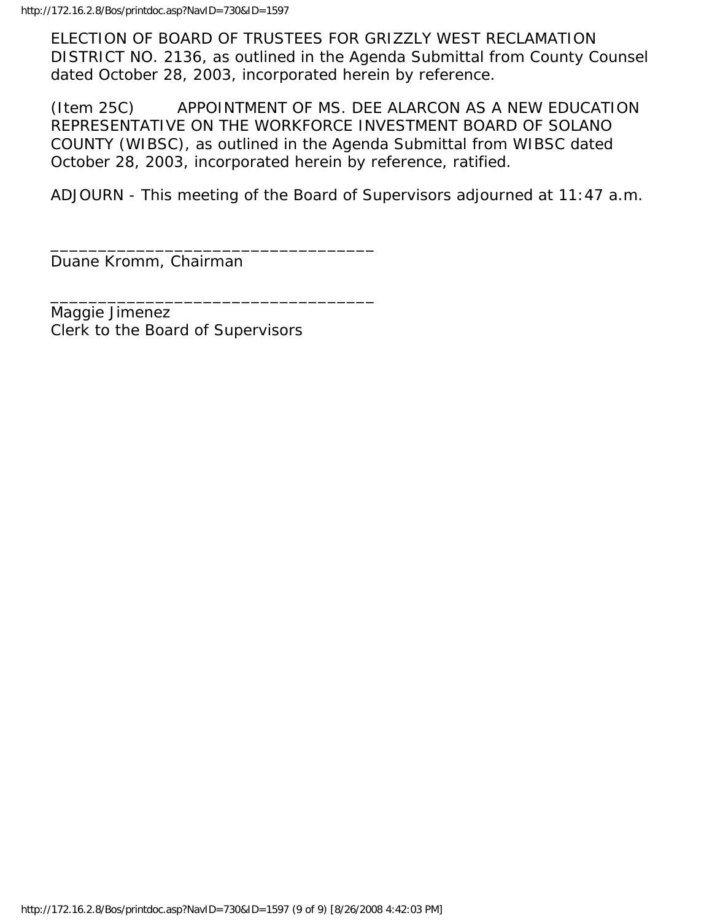ELECTION OF BOARD OF TRUSTEES FOR GRIZZLY WEST RECLAMATION DISTRICT NO. 2136, as outlined in the Agenda Submittal from County Counsel dated October 28, 2003, incorporated herein by reference.

(Item 25C) APPOINTMENT OF MS. DEE ALARCON AS A NEW EDUCATION REPRESENTATIVE ON THE WORKFORCE INVESTMENT BOARD OF SOLANO COUNTY (WIBSC), as outlined in the Agenda Submittal from WIBSC dated October 28, 2003, incorporated herein by reference, ratified.

ADJOURN - This meeting of the Board of Supervisors adjourned at 11:47 a.m.

_________________________________
Duane Kromm, Chairman

_________________________________
Maggie Jimenez
Clerk to the Board of Supervisors